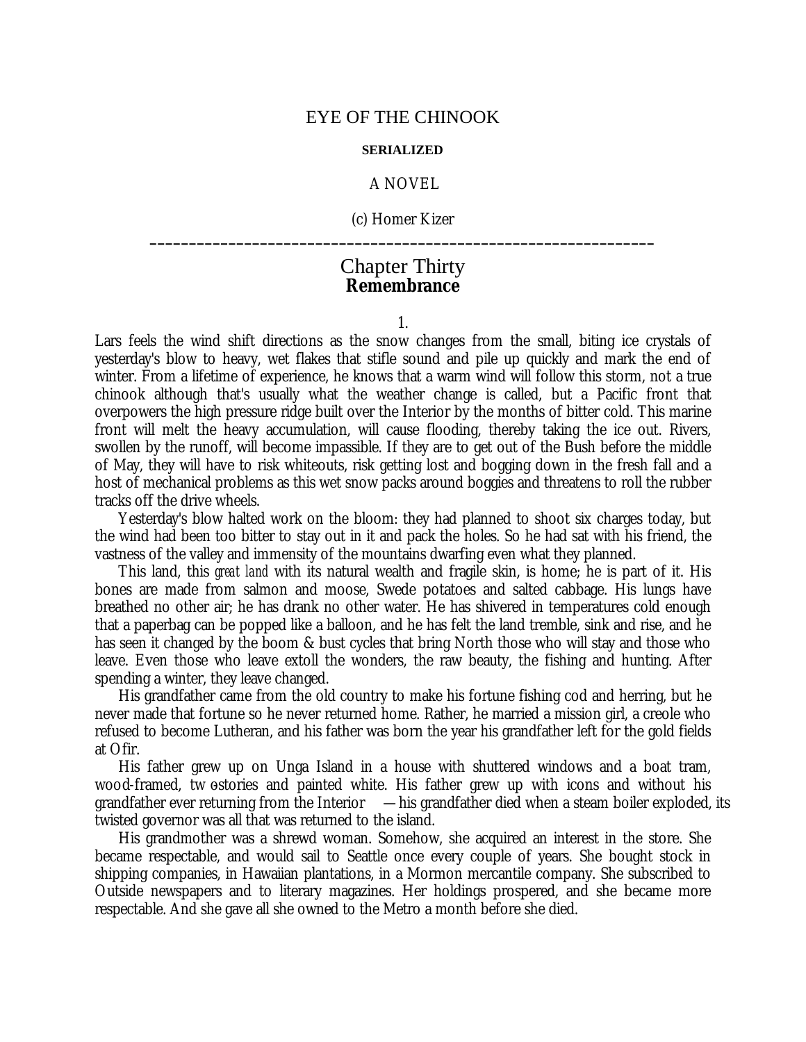# EYE OF THE CHINOOK

**SERIALIZED**

A NOVEL

(c) Homer Kizer

---

## Chapter Thirty
## Remembrance

1.

Lars feels the wind shift directions as the snow changes from the small, biting ice crystals of yesterday's blow to heavy, wet flakes that stifle sound and pile up quickly and mark the end of winter. From a lifetime of experience, he knows that a warm wind will follow this storm, not a true chinook although that's usually what the weather change is called, but a Pacific front that overpowers the high pressure ridge built over the Interior by the months of bitter cold. This marine front will melt the heavy accumulation, will cause flooding, thereby taking the ice out. Rivers, swollen by the runoff, will become impassible. If they are to get out of the Bush before the middle of May, they will have to risk whiteouts, risk getting lost and bogging down in the fresh fall and a host of mechanical problems as this wet snow packs around boggies and threatens to roll the rubber tracks off the drive wheels.

Yesterday's blow halted work on the bloom: they had planned to shoot six charges today, but the wind had been too bitter to stay out in it and pack the holes. So he had sat with his friend, the vastness of the valley and immensity of the mountains dwarfing even what they planned.

This land, this *great land* with its natural wealth and fragile skin, is home; he is part of it. His bones are made from salmon and moose, Swede potatoes and salted cabbage. His lungs have breathed no other air; he has drank no other water. He has shivered in temperatures cold enough that a paperbag can be popped like a balloon, and he has felt the land tremble, sink and rise, and he has seen it changed by the boom & bust cycles that bring North those who will stay and those who leave. Even those who leave extoll the wonders, the raw beauty, the fishing and hunting. After spending a winter, they leave changed.

His grandfather came from the old country to make his fortune fishing cod and herring, but he never made that fortune so he never returned home. Rather, he married a mission girl, a creole who refused to become Lutheran, and his father was born the year his grandfather left for the gold fields at Ofir.

His father grew up on Unga Island in a house with shuttered windows and a boat tram, wood-framed, two stories and painted white. His father grew up with icons and without his grandfather ever returning from the Interior —his grandfather died when a steam boiler exploded, its twisted governor was all that was returned to the island.

His grandmother was a shrewd woman. Somehow, she acquired an interest in the store. She became respectable, and would sail to Seattle once every couple of years. She bought stock in shipping companies, in Hawaiian plantations, in a Mormon mercantile company. She subscribed to Outside newspapers and to literary magazines. Her holdings prospered, and she became more respectable. And she gave all she owned to the Metro a month before she died.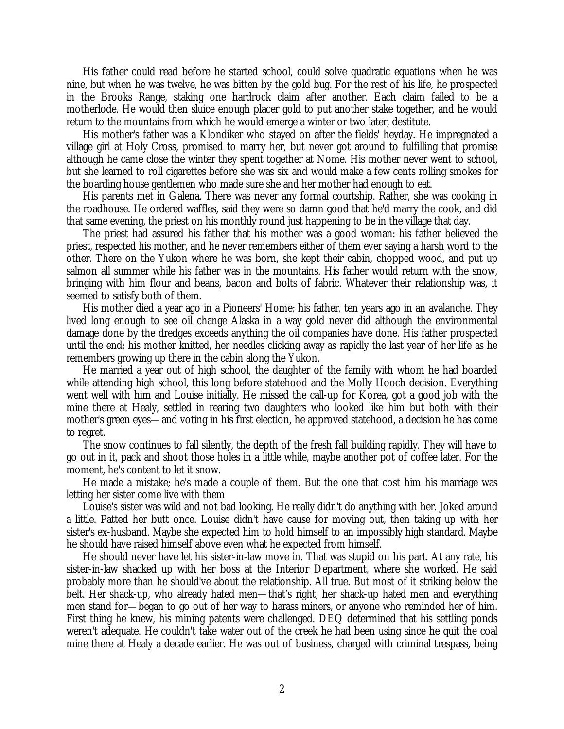His father could read before he started school, could solve quadratic equations when he was nine, but when he was twelve, he was bitten by the gold bug. For the rest of his life, he prospected in the Brooks Range, staking one hardrock claim after another. Each claim failed to be a motherlode. He would then sluice enough placer gold to put another stake together, and he would return to the mountains from which he would emerge a winter or two later, destitute.

His mother's father was a Klondiker who stayed on after the fields' heyday. He impregnated a village girl at Holy Cross, promised to marry her, but never got around to fulfilling that promise although he came close the winter they spent together at Nome. His mother never went to school, but she learned to roll cigarettes before she was six and would make a few cents rolling smokes for the boarding house gentlemen who made sure she and her mother had enough to eat.

His parents met in Galena. There was never any formal courtship. Rather, she was cooking in the roadhouse. He ordered waffles, said they were so damn good that he'd marry the cook, and did that same evening, the priest on his monthly round just happening to be in the village that day.

The priest had assured his father that his mother was a good woman: his father believed the priest, respected his mother, and he never remembers either of them ever saying a harsh word to the other. There on the Yukon where he was born, she kept their cabin, chopped wood, and put up salmon all summer while his father was in the mountains. His father would return with the snow, bringing with him flour and beans, bacon and bolts of fabric. Whatever their relationship was, it seemed to satisfy both of them.

His mother died a year ago in a Pioneers' Home; his father, ten years ago in an avalanche. They lived long enough to see oil change Alaska in a way gold never did although the environmental damage done by the dredges exceeds anything the oil companies have done. His father prospected until the end; his mother knitted, her needles clicking away as rapidly the last year of her life as he remembers growing up there in the cabin along the Yukon.

He married a year out of high school, the daughter of the family with whom he had boarded while attending high school, this long before statehood and the Molly Hooch decision. Everything went well with him and Louise initially. He missed the call-up for Korea, got a good job with the mine there at Healy, settled in rearing two daughters who looked like him but both with their mother's green eyes—and voting in his first election, he approved statehood, a decision he has come to regret.

The snow continues to fall silently, the depth of the fresh fall building rapidly. They will have to go out in it, pack and shoot those holes in a little while, maybe another pot of coffee later. For the moment, he's content to let it snow.

He made a mistake; he's made a couple of them. But the one that cost him his marriage was letting her sister come live with them

Louise's sister was wild and not bad looking. He really didn't do anything with her. Joked around a little. Patted her butt once. Louise didn't have cause for moving out, then taking up with her sister's ex-husband. Maybe she expected him to hold himself to an impossibly high standard. Maybe he should have raised himself above even what he expected from himself.

He should never have let his sister-in-law move in. That was stupid on his part. At any rate, his sister-in-law shacked up with her boss at the Interior Department, where she worked. He said probably more than he should've about the relationship. All true. But most of it striking below the belt. Her shack-up, who already hated men—that's right, her shack-up hated men and everything men stand for—began to go out of her way to harass miners, or anyone who reminded her of him. First thing he knew, his mining patents were challenged. DEQ determined that his settling ponds weren't adequate. He couldn't take water out of the creek he had been using since he quit the coal mine there at Healy a decade earlier. He was out of business, charged with criminal trespass, being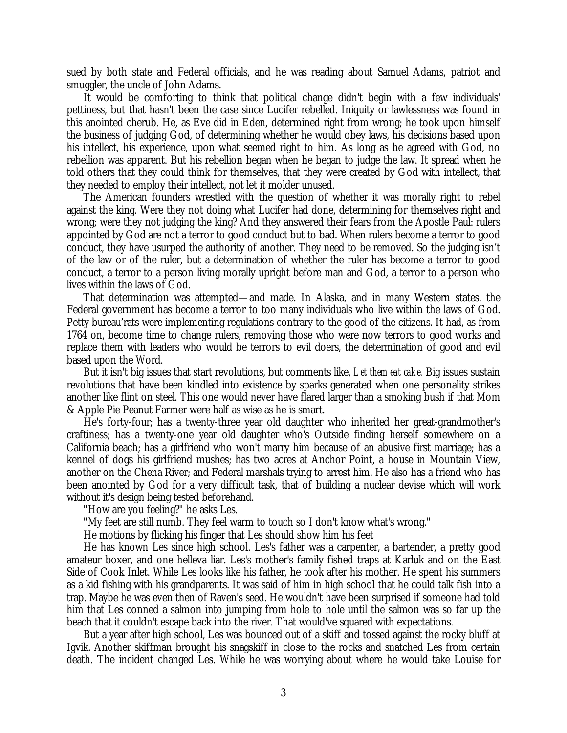sued by both state and Federal officials, and he was reading about Samuel Adams, patriot and smuggler, the uncle of John Adams.

It would be comforting to think that political change didn't begin with a few individuals' pettiness, but that hasn't been the case since Lucifer rebelled. Iniquity or lawlessness was found in this anointed cherub. He, as Eve did in Eden, determined right from wrong; he took upon himself the business of judging God, of determining whether he would obey laws, his decisions based upon his intellect, his experience, upon what seemed right to him. As long as he agreed with God, no rebellion was apparent. But his rebellion began when he began to judge the law. It spread when he told others that they could think for themselves, that they were created by God with intellect, that they needed to employ their intellect, not let it molder unused.

The American founders wrestled with the question of whether it was morally right to rebel against the king. Were they not doing what Lucifer had done, determining for themselves right and wrong; were they not judging the king? And they answered their fears from the Apostle Paul: rulers appointed by God are not a terror to good conduct but to bad. When rulers become a terror to good conduct, they have usurped the authority of another. They need to be removed. So the judging isn't of the law or of the ruler, but a determination of whether the ruler has become a terror to good conduct, a terror to a person living morally upright before man and God, a terror to a person who lives within the laws of God.

That determination was attempted—and made. In Alaska, and in many Western states, the Federal government has become a terror to too many individuals who live within the laws of God. Petty bureau'rats were implementing regulations contrary to the good of the citizens. It had, as from 1764 on, become time to change rulers, removing those who were now terrors to good works and replace them with leaders who would be terrors to evil doers, the determination of good and evil based upon the Word.

But it isn't big issues that start revolutions, but comments like, *Let them eat cake.* Big issues sustain revolutions that have been kindled into existence by sparks generated when one personality strikes another like flint on steel. This one would never have flared larger than a smoking bush if that Mom & Apple Pie Peanut Farmer were half as wise as he is smart.

He's forty-four; has a twenty-three year old daughter who inherited her great-grandmother's craftiness; has a twenty-one year old daughter who's Outside finding herself somewhere on a California beach; has a girlfriend who won't marry him because of an abusive first marriage; has a kennel of dogs his girlfriend mushes; has two acres at Anchor Point, a house in Mountain View, another on the Chena River; and Federal marshals trying to arrest him. He also has a friend who has been anointed by God for a very difficult task, that of building a nuclear devise which will work without it's design being tested beforehand.

"How are you feeling?" he asks Les.

"My feet are still numb. They feel warm to touch so I don't know what's wrong."

He motions by flicking his finger that Les should show him his feet

He has known Les since high school. Les's father was a carpenter, a bartender, a pretty good amateur boxer, and one helleva liar. Les's mother's family fished traps at Karluk and on the East Side of Cook Inlet. While Les looks like his father, he took after his mother. He spent his summers as a kid fishing with his grandparents. It was said of him in high school that he could talk fish into a trap. Maybe he was even then of Raven's seed. He wouldn't have been surprised if someone had told him that Les conned a salmon into jumping from hole to hole until the salmon was so far up the beach that it couldn't escape back into the river. That would've squared with expectations.

But a year after high school, Les was bounced out of a skiff and tossed against the rocky bluff at Igvik. Another skiffman brought his snagskiff in close to the rocks and snatched Les from certain death. The incident changed Les. While he was worrying about where he would take Louise for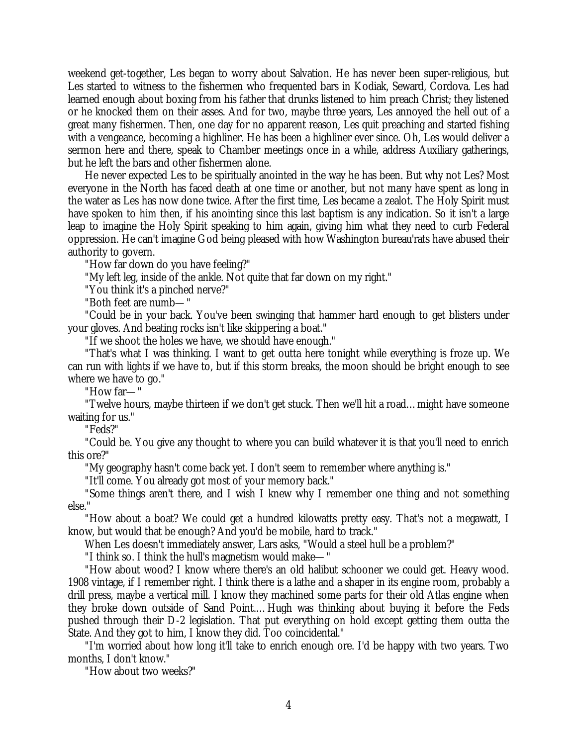weekend get-together, Les began to worry about Salvation. He has never been super-religious, but Les started to witness to the fishermen who frequented bars in Kodiak, Seward, Cordova. Les had learned enough about boxing from his father that drunks listened to him preach Christ; they listened or he knocked them on their asses. And for two, maybe three years, Les annoyed the hell out of a great many fishermen. Then, one day for no apparent reason, Les quit preaching and started fishing with a vengeance, becoming a highliner. He has been a highliner ever since. Oh, Les would deliver a sermon here and there, speak to Chamber meetings once in a while, address Auxiliary gatherings, but he left the bars and other fishermen alone.

He never expected Les to be spiritually anointed in the way he has been. But why not Les? Most everyone in the North has faced death at one time or another, but not many have spent as long in the water as Les has now done twice. After the first time, Les became a zealot. The Holy Spirit must have spoken to him then, if his anointing since this last baptism is any indication. So it isn't a large leap to imagine the Holy Spirit speaking to him again, giving him what they need to curb Federal oppression. He can't imagine God being pleased with how Washington bureau'rats have abused their authority to govern.

"How far down do you have feeling?"

"My left leg, inside of the ankle. Not quite that far down on my right."

"You think it's a pinched nerve?"

"Both feet are numb— "

"Could be in your back. You've been swinging that hammer hard enough to get blisters under your gloves. And beating rocks isn't like skippering a boat."

"If we shoot the holes we have, we should have enough."

"That's what I was thinking. I want to get outta here tonight while everything is froze up. We can run with lights if we have to, but if this storm breaks, the moon should be bright enough to see where we have to go."

"How far— "

"Twelve hours, maybe thirteen if we don't get stuck. Then we'll hit a road… might have someone waiting for us."

"Feds?"

"Could be. You give any thought to where you can build whatever it is that you'll need to enrich this ore?"

"My geography hasn't come back yet. I don't seem to remember where anything is."

"It'll come. You already got most of your memory back."

"Some things aren't there, and I wish I knew why I remember one thing and not something else."

"How about a boat? We could get a hundred kilowatts pretty easy. That's not a megawatt, I know, but would that be enough? And you'd be mobile, hard to track."

When Les doesn't immediately answer, Lars asks, "Would a steel hull be a problem?"

"I think so. I think the hull's magnetism would make— "

"How about wood? I know where there's an old halibut schooner we could get. Heavy wood. 1908 vintage, if I remember right. I think there is a lathe and a shaper in its engine room, probably a drill press, maybe a vertical mill. I know they machined some parts for their old Atlas engine when they broke down outside of Sand Point.… Hugh was thinking about buying it before the Feds pushed through their D-2 legislation. That put everything on hold except getting them outta the State. And they got to him, I know they did. Too coincidental."

"I'm worried about how long it'll take to enrich enough ore. I'd be happy with two years. Two months, I don't know."

"How about two weeks?"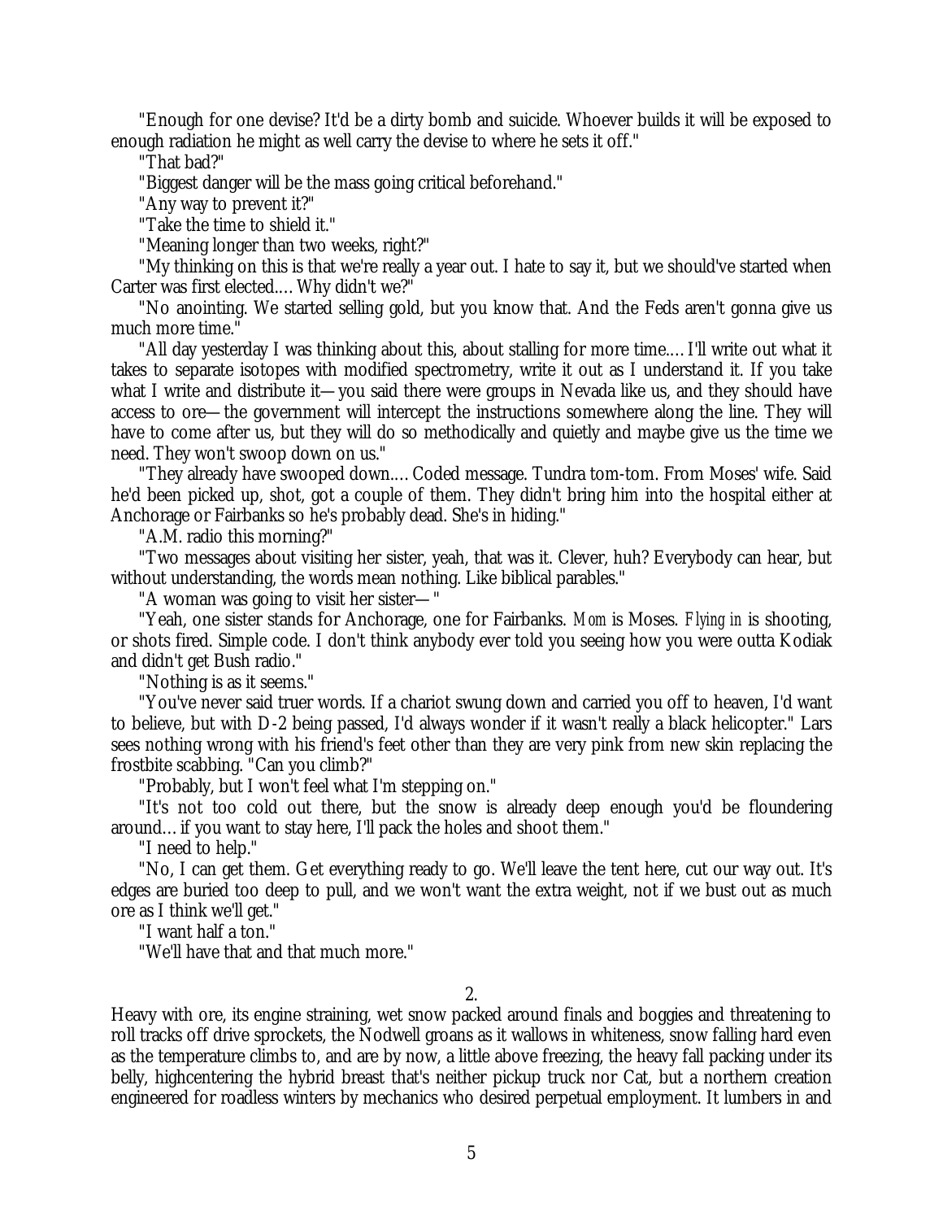"Enough for one devise? It'd be a dirty bomb and suicide. Whoever builds it will be exposed to enough radiation he might as well carry the devise to where he sets it off."

"That bad?"

"Biggest danger will be the mass going critical beforehand."

"Any way to prevent it?"

"Take the time to shield it."

"Meaning longer than two weeks, right?"

"My thinking on this is that we're really a year out. I hate to say it, but we should've started when Carter was first elected.... Why didn't we?"

"No anointing. We started selling gold, but you know that. And the Feds aren't gonna give us much more time."

"All day yesterday I was thinking about this, about stalling for more time.... I'll write out what it takes to separate isotopes with modified spectrometry, write it out as I understand it. If you take what I write and distribute it—you said there were groups in Nevada like us, and they should have access to ore—the government will intercept the instructions somewhere along the line. They will have to come after us, but they will do so methodically and quietly and maybe give us the time we need. They won't swoop down on us."

"They already have swooped down.... Coded message. Tundra tom-tom. From Moses' wife. Said he'd been picked up, shot, got a couple of them. They didn't bring him into the hospital either at Anchorage or Fairbanks so he's probably dead. She's in hiding."

"A.M. radio this morning?"

"Two messages about visiting her sister, yeah, that was it. Clever, huh? Everybody can hear, but without understanding, the words mean nothing. Like biblical parables."

"A woman was going to visit her sister—"

"Yeah, one sister stands for Anchorage, one for Fairbanks. *Mom* is Moses. *Flying in* is shooting, or shots fired. Simple code. I don't think anybody ever told you seeing how you were outta Kodiak and didn't get Bush radio."

"Nothing is as it seems."

"You've never said truer words. If a chariot swung down and carried you off to heaven, I'd want to believe, but with D-2 being passed, I'd always wonder if it wasn't really a black helicopter." Lars sees nothing wrong with his friend's feet other than they are very pink from new skin replacing the frostbite scabbing. "Can you climb?"

"Probably, but I won't feel what I'm stepping on."

"It's not too cold out there, but the snow is already deep enough you'd be floundering around... if you want to stay here, I'll pack the holes and shoot them."

"I need to help."

"No, I can get them. Get everything ready to go. We'll leave the tent here, cut our way out. It's edges are buried too deep to pull, and we won't want the extra weight, not if we bust out as much ore as I think we'll get."

"I want half a ton."

"We'll have that and that much more."

## 2.

Heavy with ore, its engine straining, wet snow packed around finals and boggies and threatening to roll tracks off drive sprockets, the Nodwell groans as it wallows in whiteness, snow falling hard even as the temperature climbs to, and are by now, a little above freezing, the heavy fall packing under its belly, highcentering the hybrid breast that's neither pickup truck nor Cat, but a northern creation engineered for roadless winters by mechanics who desired perpetual employment. It lumbers in and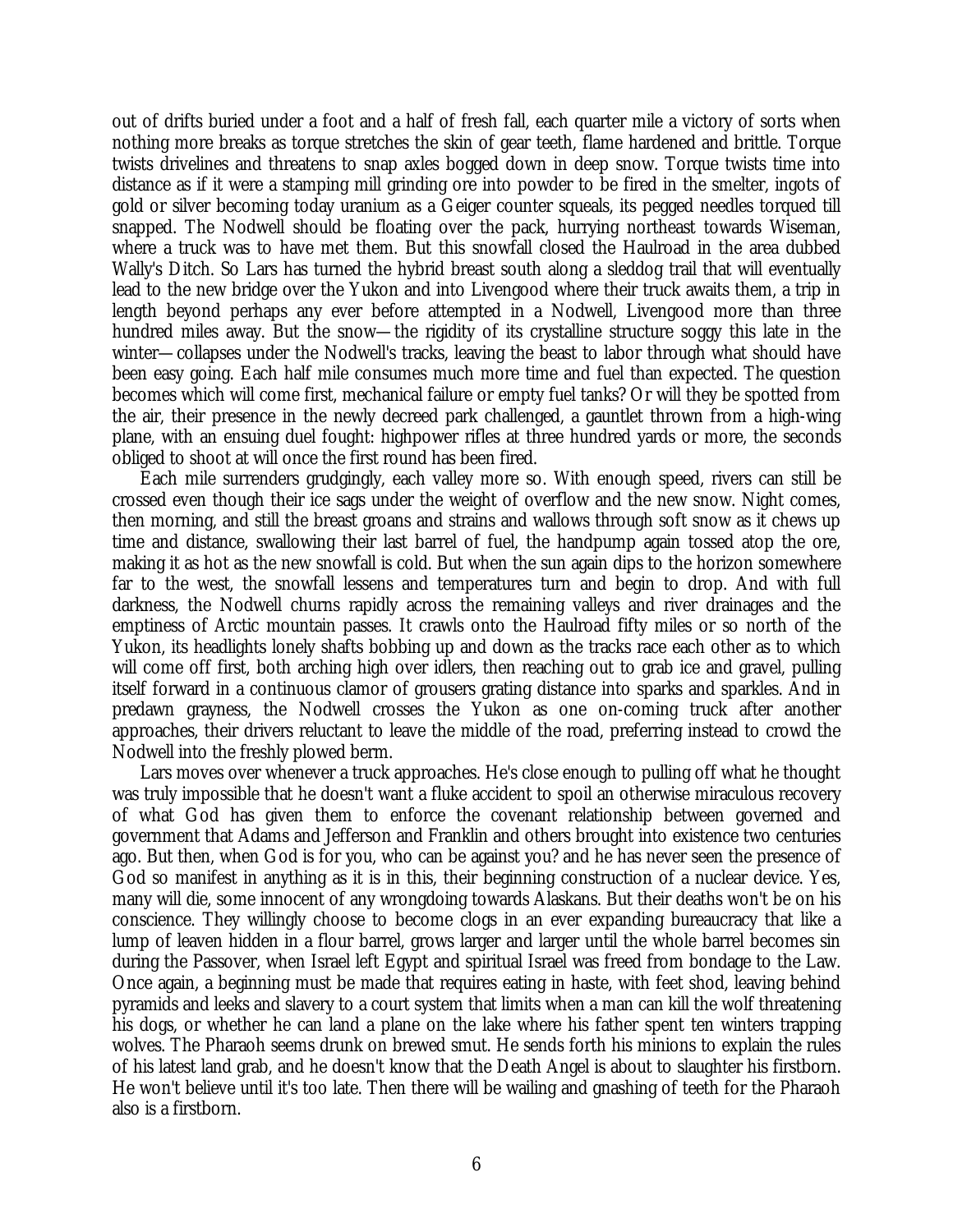out of drifts buried under a foot and a half of fresh fall, each quarter mile a victory of sorts when nothing more breaks as torque stretches the skin of gear teeth, flame hardened and brittle. Torque twists drivelines and threatens to snap axles bogged down in deep snow. Torque twists time into distance as if it were a stamping mill grinding ore into powder to be fired in the smelter, ingots of gold or silver becoming today uranium as a Geiger counter squeals, its pegged needles torqued till snapped. The Nodwell should be floating over the pack, hurrying northeast towards Wiseman, where a truck was to have met them. But this snowfall closed the Haulroad in the area dubbed Wally's Ditch. So Lars has turned the hybrid breast south along a sleddog trail that will eventually lead to the new bridge over the Yukon and into Livengood where their truck awaits them, a trip in length beyond perhaps any ever before attempted in a Nodwell, Livengood more than three hundred miles away. But the snow—the rigidity of its crystalline structure soggy this late in the winter—collapses under the Nodwell's tracks, leaving the beast to labor through what should have been easy going. Each half mile consumes much more time and fuel than expected. The question becomes which will come first, mechanical failure or empty fuel tanks? Or will they be spotted from the air, their presence in the newly decreed park challenged, a gauntlet thrown from a high-wing plane, with an ensuing duel fought: highpower rifles at three hundred yards or more, the seconds obliged to shoot at will once the first round has been fired.

Each mile surrenders grudgingly, each valley more so. With enough speed, rivers can still be crossed even though their ice sags under the weight of overflow and the new snow. Night comes, then morning, and still the breast groans and strains and wallows through soft snow as it chews up time and distance, swallowing their last barrel of fuel, the handpump again tossed atop the ore, making it as hot as the new snowfall is cold. But when the sun again dips to the horizon somewhere far to the west, the snowfall lessens and temperatures turn and begin to drop. And with full darkness, the Nodwell churns rapidly across the remaining valleys and river drainages and the emptiness of Arctic mountain passes. It crawls onto the Haulroad fifty miles or so north of the Yukon, its headlights lonely shafts bobbing up and down as the tracks race each other as to which will come off first, both arching high over idlers, then reaching out to grab ice and gravel, pulling itself forward in a continuous clamor of grousers grating distance into sparks and sparkles. And in predawn grayness, the Nodwell crosses the Yukon as one on-coming truck after another approaches, their drivers reluctant to leave the middle of the road, preferring instead to crowd the Nodwell into the freshly plowed berm.

Lars moves over whenever a truck approaches. He's close enough to pulling off what he thought was truly impossible that he doesn't want a fluke accident to spoil an otherwise miraculous recovery of what God has given them to enforce the covenant relationship between governed and government that Adams and Jefferson and Franklin and others brought into existence two centuries ago. But then, when God is for you, who can be against you? and he has never seen the presence of God so manifest in anything as it is in this, their beginning construction of a nuclear device. Yes, many will die, some innocent of any wrongdoing towards Alaskans. But their deaths won't be on his conscience. They willingly choose to become clogs in an ever expanding bureaucracy that like a lump of leaven hidden in a flour barrel, grows larger and larger until the whole barrel becomes sin during the Passover, when Israel left Egypt and spiritual Israel was freed from bondage to the Law. Once again, a beginning must be made that requires eating in haste, with feet shod, leaving behind pyramids and leeks and slavery to a court system that limits when a man can kill the wolf threatening his dogs, or whether he can land a plane on the lake where his father spent ten winters trapping wolves. The Pharaoh seems drunk on brewed smut. He sends forth his minions to explain the rules of his latest land grab, and he doesn't know that the Death Angel is about to slaughter his firstborn. He won't believe until it's too late. Then there will be wailing and gnashing of teeth for the Pharaoh also is a firstborn.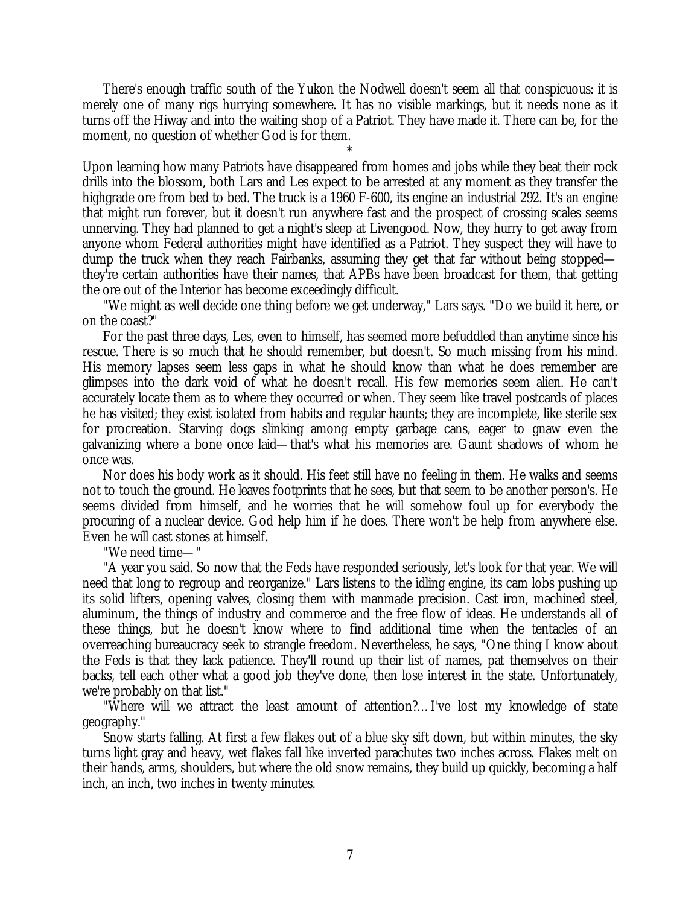There's enough traffic south of the Yukon the Nodwell doesn't seem all that conspicuous: it is merely one of many rigs hurrying somewhere. It has no visible markings, but it needs none as it turns off the Hiway and into the waiting shop of a Patriot. They have made it. There can be, for the moment, no question of whether God is for them.

*

Upon learning how many Patriots have disappeared from homes and jobs while they beat their rock drills into the blossom, both Lars and Les expect to be arrested at any moment as they transfer the highgrade ore from bed to bed. The truck is a 1960 F-600, its engine an industrial 292. It's an engine that might run forever, but it doesn't run anywhere fast and the prospect of crossing scales seems unnerving. They had planned to get a night's sleep at Livengood. Now, they hurry to get away from anyone whom Federal authorities might have identified as a Patriot. They suspect they will have to dump the truck when they reach Fairbanks, assuming they get that far without being stopped— they're certain authorities have their names, that APBs have been broadcast for them, that getting the ore out of the Interior has become exceedingly difficult.

"We might as well decide one thing before we get underway," Lars says. "Do we build it here, or on the coast?"

For the past three days, Les, even to himself, has seemed more befuddled than anytime since his rescue. There is so much that he should remember, but doesn't. So much missing from his mind. His memory lapses seem less gaps in what he should know than what he does remember are glimpses into the dark void of what he doesn't recall. His few memories seem alien. He can't accurately locate them as to where they occurred or when. They seem like travel postcards of places he has visited; they exist isolated from habits and regular haunts; they are incomplete, like sterile sex for procreation. Starving dogs slinking among empty garbage cans, eager to gnaw even the galvanizing where a bone once laid—that's what his memories are. Gaunt shadows of whom he once was.

Nor does his body work as it should. His feet still have no feeling in them. He walks and seems not to touch the ground. He leaves footprints that he sees, but that seem to be another person's. He seems divided from himself, and he worries that he will somehow foul up for everybody the procuring of a nuclear device. God help him if he does. There won't be help from anywhere else. Even he will cast stones at himself.

"We need time— "

"A year you said. So now that the Feds have responded seriously, let's look for that year. We will need that long to regroup and reorganize." Lars listens to the idling engine, its cam lobs pushing up its solid lifters, opening valves, closing them with manmade precision. Cast iron, machined steel, aluminum, the things of industry and commerce and the free flow of ideas. He understands all of these things, but he doesn't know where to find additional time when the tentacles of an overreaching bureaucracy seek to strangle freedom. Nevertheless, he says, "One thing I know about the Feds is that they lack patience. They'll round up their list of names, pat themselves on their backs, tell each other what a good job they've done, then lose interest in the state. Unfortunately, we're probably on that list."

"Where will we attract the least amount of attention?... I've lost my knowledge of state geography."

Snow starts falling. At first a few flakes out of a blue sky sift down, but within minutes, the sky turns light gray and heavy, wet flakes fall like inverted parachutes two inches across. Flakes melt on their hands, arms, shoulders, but where the old snow remains, they build up quickly, becoming a half inch, an inch, two inches in twenty minutes.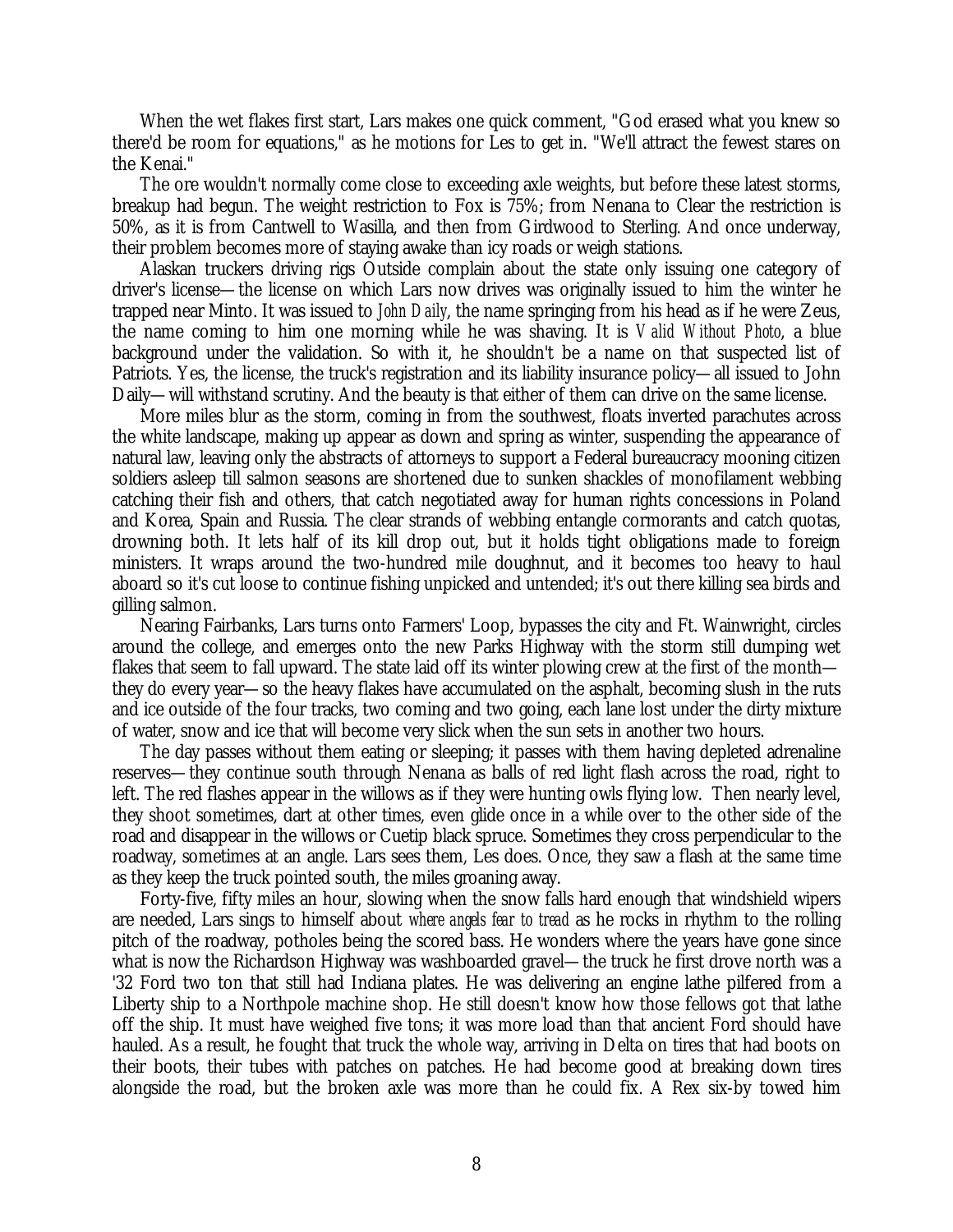When the wet flakes first start, Lars makes one quick comment, "God erased what you knew so there'd be room for equations," as he motions for Les to get in. "We'll attract the fewest stares on the Kenai."

The ore wouldn't normally come close to exceeding axle weights, but before these latest storms, breakup had begun. The weight restriction to Fox is 75%; from Nenana to Clear the restriction is 50%, as it is from Cantwell to Wasilla, and then from Girdwood to Sterling. And once underway, their problem becomes more of staying awake than icy roads or weigh stations.

Alaskan truckers driving rigs Outside complain about the state only issuing one category of driver's license—the license on which Lars now drives was originally issued to him the winter he trapped near Minto. It was issued to *John Daily*, the name springing from his head as if he were Zeus, the name coming to him one morning while he was shaving. It is *Valid Without Photo*, a blue background under the validation. So with it, he shouldn't be a name on that suspected list of Patriots. Yes, the license, the truck's registration and its liability insurance policy—all issued to John Daily—will withstand scrutiny. And the beauty is that either of them can drive on the same license.

More miles blur as the storm, coming in from the southwest, floats inverted parachutes across the white landscape, making up appear as down and spring as winter, suspending the appearance of natural law, leaving only the abstracts of attorneys to support a Federal bureaucracy mooning citizen soldiers asleep till salmon seasons are shortened due to sunken shackles of monofilament webbing catching their fish and others, that catch negotiated away for human rights concessions in Poland and Korea, Spain and Russia. The clear strands of webbing entangle cormorants and catch quotas, drowning both. It lets half of its kill drop out, but it holds tight obligations made to foreign ministers. It wraps around the two-hundred mile doughnut, and it becomes too heavy to haul aboard so it's cut loose to continue fishing unpicked and untended; it's out there killing sea birds and gilling salmon.

Nearing Fairbanks, Lars turns onto Farmers' Loop, bypasses the city and Ft. Wainwright, circles around the college, and emerges onto the new Parks Highway with the storm still dumping wet flakes that seem to fall upward. The state laid off its winter plowing crew at the first of the month—they do every year—so the heavy flakes have accumulated on the asphalt, becoming slush in the ruts and ice outside of the four tracks, two coming and two going, each lane lost under the dirty mixture of water, snow and ice that will become very slick when the sun sets in another two hours.

The day passes without them eating or sleeping; it passes with them having depleted adrenaline reserves—they continue south through Nenana as balls of red light flash across the road, right to left. The red flashes appear in the willows as if they were hunting owls flying low. Then nearly level, they shoot sometimes, dart at other times, even glide once in a while over to the other side of the road and disappear in the willows or Cuetip black spruce. Sometimes they cross perpendicular to the roadway, sometimes at an angle. Lars sees them, Les does. Once, they saw a flash at the same time as they keep the truck pointed south, the miles groaning away.

Forty-five, fifty miles an hour, slowing when the snow falls hard enough that windshield wipers are needed, Lars sings to himself about *where angels fear to tread* as he rocks in rhythm to the rolling pitch of the roadway, potholes being the scored bass. He wonders where the years have gone since what is now the Richardson Highway was washboarded gravel—the truck he first drove north was a '32 Ford two ton that still had Indiana plates. He was delivering an engine lathe pilfered from a Liberty ship to a Northpole machine shop. He still doesn't know how those fellows got that lathe off the ship. It must have weighed five tons; it was more load than that ancient Ford should have hauled. As a result, he fought that truck the whole way, arriving in Delta on tires that had boots on their boots, their tubes with patches on patches. He had become good at breaking down tires alongside the road, but the broken axle was more than he could fix. A Rex six-by towed him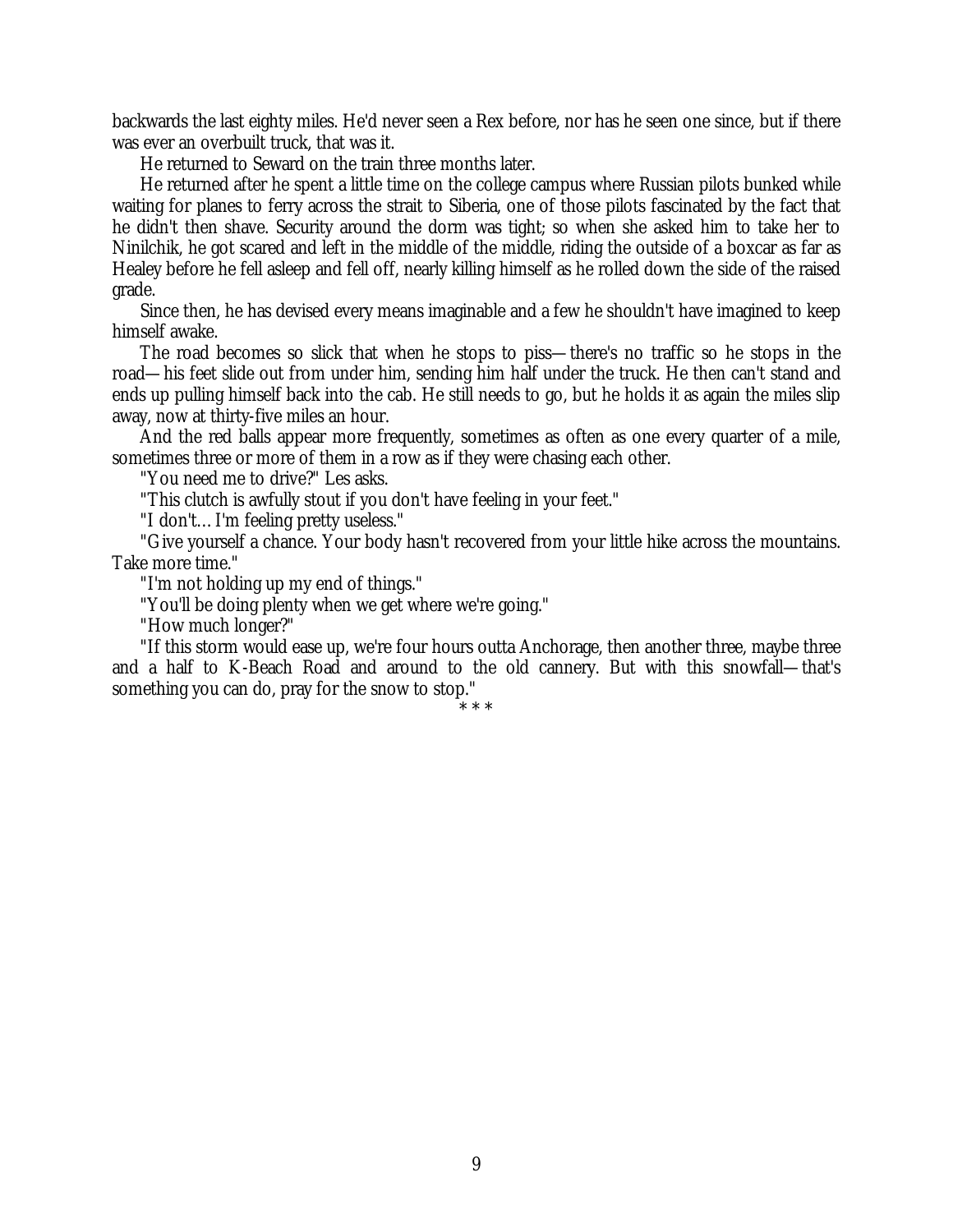backwards the last eighty miles. He'd never seen a Rex before, nor has he seen one since, but if there was ever an overbuilt truck, that was it.

He returned to Seward on the train three months later.

He returned after he spent a little time on the college campus where Russian pilots bunked while waiting for planes to ferry across the strait to Siberia, one of those pilots fascinated by the fact that he didn't then shave. Security around the dorm was tight; so when she asked him to take her to Ninilchik, he got scared and left in the middle of the middle, riding the outside of a boxcar as far as Healey before he fell asleep and fell off, nearly killing himself as he rolled down the side of the raised grade.

Since then, he has devised every means imaginable and a few he shouldn't have imagined to keep himself awake.

The road becomes so slick that when he stops to piss—there's no traffic so he stops in the road—his feet slide out from under him, sending him half under the truck. He then can't stand and ends up pulling himself back into the cab. He still needs to go, but he holds it as again the miles slip away, now at thirty-five miles an hour.

And the red balls appear more frequently, sometimes as often as one every quarter of a mile, sometimes three or more of them in a row as if they were chasing each other.

"You need me to drive?" Les asks.

"This clutch is awfully stout if you don't have feeling in your feet."

"I don't… I'm feeling pretty useless."

"Give yourself a chance. Your body hasn't recovered from your little hike across the mountains. Take more time."

"I'm not holding up my end of things."

"You'll be doing plenty when we get where we're going."

"How much longer?"

"If this storm would ease up, we're four hours outta Anchorage, then another three, maybe three and a half to K-Beach Road and around to the old cannery. But with this snowfall—that's something you can do, pray for the snow to stop."

* * *